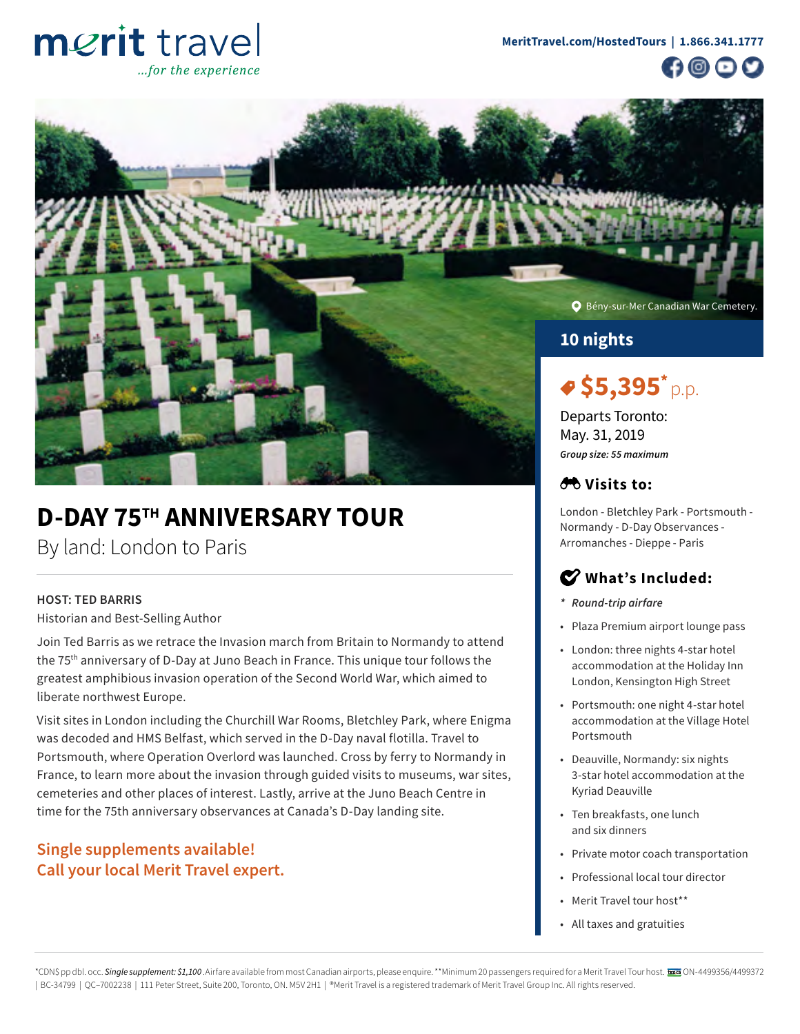merit travel
...for the experience

MeritTravel.com/HostedTours | 1.866.341.1777

Bény-sur-Mer Canadian War Cemetery.

# D-DAY 75TH ANNIVERSARY TOUR

## By land: London to Paris

**HOST: TED BARRIS**

Historian and Best-Selling Author

Join Ted Barris as we retrace the Invasion march from Britain to Normandy to attend the 75th anniversary of D-Day at Juno Beach in France. This unique tour follows the greatest amphibious invasion operation of the Second World War, which aimed to liberate northwest Europe.

Visit sites in London including the Churchill War Rooms, Bletchley Park, where Enigma was decoded and HMS Belfast, which served in the D-Day naval flotilla. Travel to Portsmouth, where Operation Overlord was launched. Cross by ferry to Normandy in France, to learn more about the invasion through guided visits to museums, war sites, cemeteries and other places of interest. Lastly, arrive at the Juno Beach Centre in time for the 75th anniversary observances at Canada's D-Day landing site.

**Single supplements available!**
**Call your local Merit Travel expert.**

**10 nights**

**$5,395*** p.p.

Departs Toronto:
May. 31, 2019

***Group size: 55 maximum***

### Visits to:

London - Bletchley Park - Portsmouth - Normandy - D-Day Observances - Arromanches - Dieppe - Paris

### What's Included:

* *Round-trip airfare*
- Plaza Premium airport lounge pass
- London: three nights 4-star hotel accommodation at the Holiday Inn London, Kensington High Street
- Portsmouth: one night 4-star hotel accommodation at the Village Hotel Portsmouth
- Deauville, Normandy: six nights 3-star hotel accommodation at the Kyriad Deauville
- Ten breakfasts, one lunch and six dinners
- Private motor coach transportation
- Professional local tour director
- Merit Travel tour host**
- All taxes and gratuities

*CDN$ pp dbl. occ. ***Single supplement: $1,100***. Airfare available from most Canadian airports, please enquire. **Minimum 20 passengers required for a Merit Travel Tour host. TICO ON-4499356/4499372 | BC-34799 | QC-7002238 | 111 Peter Street, Suite 200, Toronto, ON. M5V 2H1 | ®Merit Travel is a registered trademark of Merit Travel Group Inc. All rights reserved.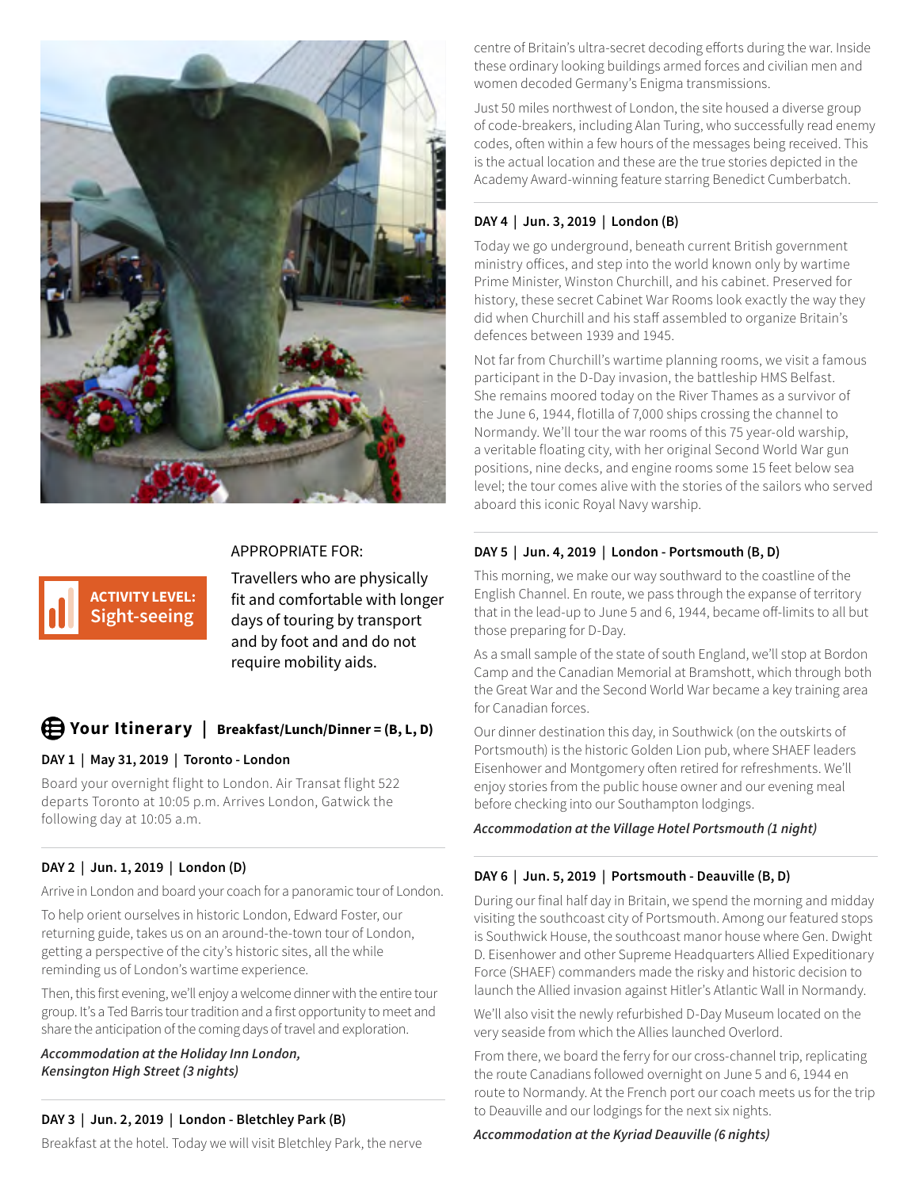**ACTIVITY LEVEL:** Sight-seeing

APPROPRIATE FOR:

Travellers who are physically fit and comfortable with longer days of touring by transport and by foot and and do not require mobility aids.

## Your Itinerary | Breakfast/Lunch/Dinner = (B, L, D)

### DAY 1 | May 31, 2019 | Toronto - London

Board your overnight flight to London. Air Transat flight 522 departs Toronto at 10:05 p.m. Arrives London, Gatwick the following day at 10:05 a.m.

### DAY 2 | Jun. 1, 2019 | London (D)

Arrive in London and board your coach for a panoramic tour of London.

To help orient ourselves in historic London, Edward Foster, our returning guide, takes us on an around-the-town tour of London, getting a perspective of the city's historic sites, all the while reminding us of London's wartime experience.

Then, this first evening, we'll enjoy a welcome dinner with the entire tour group. It's a Ted Barris tour tradition and a first opportunity to meet and share the anticipation of the coming days of travel and exploration.

***Accommodation at the Holiday Inn London, Kensington High Street (3 nights)***

### DAY 3 | Jun. 2, 2019 | London - Bletchley Park (B)

Breakfast at the hotel. Today we will visit Bletchley Park, the nerve centre of Britain's ultra-secret decoding efforts during the war. Inside these ordinary looking buildings armed forces and civilian men and women decoded Germany's Enigma transmissions.

Just 50 miles northwest of London, the site housed a diverse group of code-breakers, including Alan Turing, who successfully read enemy codes, often within a few hours of the messages being received. This is the actual location and these are the true stories depicted in the Academy Award-winning feature starring Benedict Cumberbatch.

### DAY 4 | Jun. 3, 2019 | London (B)

Today we go underground, beneath current British government ministry offices, and step into the world known only by wartime Prime Minister, Winston Churchill, and his cabinet. Preserved for history, these secret Cabinet War Rooms look exactly the way they did when Churchill and his staff assembled to organize Britain's defences between 1939 and 1945.

Not far from Churchill's wartime planning rooms, we visit a famous participant in the D-Day invasion, the battleship HMS Belfast. She remains moored today on the River Thames as a survivor of the June 6, 1944, flotilla of 7,000 ships crossing the channel to Normandy. We'll tour the war rooms of this 75 year-old warship, a veritable floating city, with her original Second World War gun positions, nine decks, and engine rooms some 15 feet below sea level; the tour comes alive with the stories of the sailors who served aboard this iconic Royal Navy warship.

### DAY 5 | Jun. 4, 2019 | London - Portsmouth (B, D)

This morning, we make our way southward to the coastline of the English Channel. En route, we pass through the expanse of territory that in the lead-up to June 5 and 6, 1944, became off-limits to all but those preparing for D-Day.

As a small sample of the state of south England, we'll stop at Bordon Camp and the Canadian Memorial at Bramshott, which through both the Great War and the Second World War became a key training area for Canadian forces.

Our dinner destination this day, in Southwick (on the outskirts of Portsmouth) is the historic Golden Lion pub, where SHAEF leaders Eisenhower and Montgomery often retired for refreshments. We'll enjoy stories from the public house owner and our evening meal before checking into our Southampton lodgings.

***Accommodation at the Village Hotel Portsmouth (1 night)***

### DAY 6 | Jun. 5, 2019 | Portsmouth - Deauville (B, D)

During our final half day in Britain, we spend the morning and midday visiting the southcoast city of Portsmouth. Among our featured stops is Southwick House, the southcoast manor house where Gen. Dwight D. Eisenhower and other Supreme Headquarters Allied Expeditionary Force (SHAEF) commanders made the risky and historic decision to launch the Allied invasion against Hitler's Atlantic Wall in Normandy.

We'll also visit the newly refurbished D-Day Museum located on the very seaside from which the Allies launched Overlord.

From there, we board the ferry for our cross-channel trip, replicating the route Canadians followed overnight on June 5 and 6, 1944 en route to Normandy. At the French port our coach meets us for the trip to Deauville and our lodgings for the next six nights.

***Accommodation at the Kyriad Deauville (6 nights)***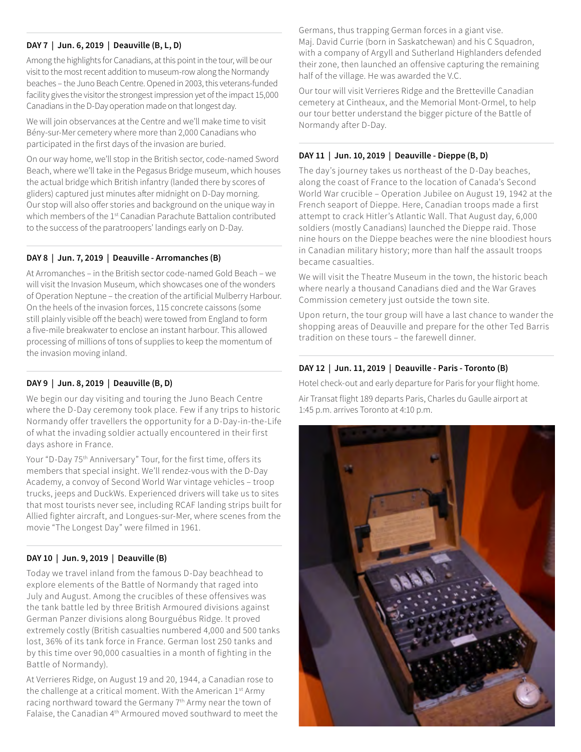### DAY 7 | Jun. 6, 2019 | Deauville (B, L, D)

Among the highlights for Canadians, at this point in the tour, will be our visit to the most recent addition to museum-row along the Normandy beaches – the Juno Beach Centre. Opened in 2003, this veterans-funded facility gives the visitor the strongest impression yet of the impact 15,000 Canadians in the D-Day operation made on that longest day.

We will join observances at the Centre and we'll make time to visit Bény-sur-Mer cemetery where more than 2,000 Canadians who participated in the first days of the invasion are buried.

On our way home, we'll stop in the British sector, code-named Sword Beach, where we'll take in the Pegasus Bridge museum, which houses the actual bridge which British infantry (landed there by scores of gliders) captured just minutes after midnight on D-Day morning. Our stop will also offer stories and background on the unique way in which members of the 1st Canadian Parachute Battalion contributed to the success of the paratroopers' landings early on D-Day.

### DAY 8 | Jun. 7, 2019 | Deauville - Arromanches (B)

At Arromanches – in the British sector code-named Gold Beach – we will visit the Invasion Museum, which showcases one of the wonders of Operation Neptune – the creation of the artificial Mulberry Harbour. On the heels of the invasion forces, 115 concrete caissons (some still plainly visible off the beach) were towed from England to form a five-mile breakwater to enclose an instant harbour. This allowed processing of millions of tons of supplies to keep the momentum of the invasion moving inland.

### DAY 9 | Jun. 8, 2019 | Deauville (B, D)

We begin our day visiting and touring the Juno Beach Centre where the D-Day ceremony took place. Few if any trips to historic Normandy offer travellers the opportunity for a D-Day-in-the-Life of what the invading soldier actually encountered in their first days ashore in France.

Your "D-Day 75th Anniversary" Tour, for the first time, offers its members that special insight. We'll rendez-vous with the D-Day Academy, a convoy of Second World War vintage vehicles – troop trucks, jeeps and DuckWs. Experienced drivers will take us to sites that most tourists never see, including RCAF landing strips built for Allied fighter aircraft, and Longues-sur-Mer, where scenes from the movie "The Longest Day" were filmed in 1961.

### DAY 10 | Jun. 9, 2019 | Deauville (B)

Today we travel inland from the famous D-Day beachhead to explore elements of the Battle of Normandy that raged into July and August. Among the crucibles of these offensives was the tank battle led by three British Armoured divisions against German Panzer divisions along Bourguébus Ridge. !t proved extremely costly (British casualties numbered 4,000 and 500 tanks lost, 36% of its tank force in France. German lost 250 tanks and by this time over 90,000 casualties in a month of fighting in the Battle of Normandy).

At Verrieres Ridge, on August 19 and 20, 1944, a Canadian rose to the challenge at a critical moment. With the American 1st Army racing northward toward the Germany 7th Army near the town of Falaise, the Canadian 4th Armoured moved southward to meet the Germans, thus trapping German forces in a giant vise. Maj. David Currie (born in Saskatchewan) and his C Squadron, with a company of Argyll and Sutherland Highlanders defended their zone, then launched an offensive capturing the remaining half of the village. He was awarded the V.C.

Our tour will visit Verrieres Ridge and the Bretteville Canadian cemetery at Cintheaux, and the Memorial Mont-Ormel, to help our tour better understand the bigger picture of the Battle of Normandy after D-Day.

### DAY 11 | Jun. 10, 2019 | Deauville - Dieppe (B, D)

The day's journey takes us northeast of the D-Day beaches, along the coast of France to the location of Canada's Second World War crucible – Operation Jubilee on August 19, 1942 at the French seaport of Dieppe. Here, Canadian troops made a first attempt to crack Hitler's Atlantic Wall. That August day, 6,000 soldiers (mostly Canadians) launched the Dieppe raid. Those nine hours on the Dieppe beaches were the nine bloodiest hours in Canadian military history; more than half the assault troops became casualties.

We will visit the Theatre Museum in the town, the historic beach where nearly a thousand Canadians died and the War Graves Commission cemetery just outside the town site.

Upon return, the tour group will have a last chance to wander the shopping areas of Deauville and prepare for the other Ted Barris tradition on these tours – the farewell dinner.

### DAY 12 | Jun. 11, 2019 | Deauville - Paris - Toronto (B)

Hotel check-out and early departure for Paris for your flight home.

Air Transat flight 189 departs Paris, Charles du Gaulle airport at 1:45 p.m. arrives Toronto at 4:10 p.m.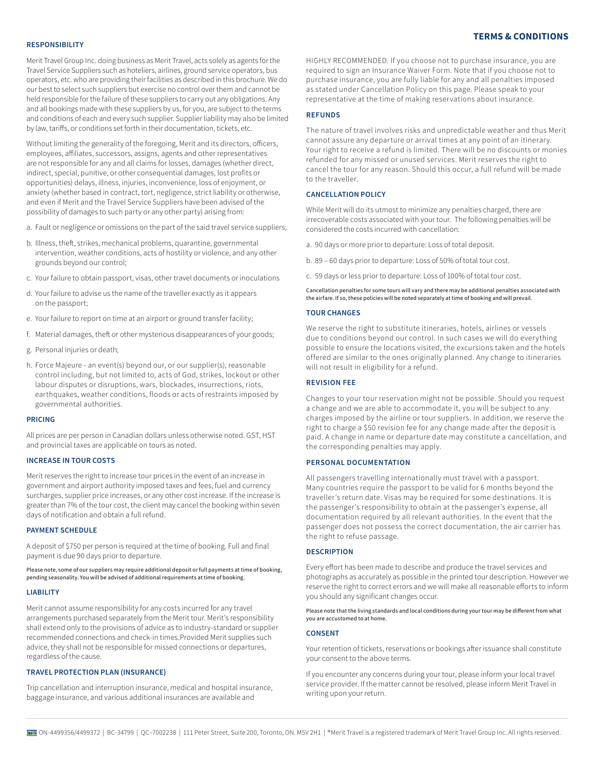# TERMS & CONDITIONS

## RESPONSIBILITY

Merit Travel Group Inc. doing business as Merit Travel, acts solely as agents for the Travel Service Suppliers such as hoteliers, airlines, ground service operators, bus operators, etc. who are providing their facilities as described in this brochure. We do our best to select such suppliers but exercise no control over them and cannot be held responsible for the failure of these suppliers to carry out any obligations. Any and all bookings made with these suppliers by us, for you, are subject to the terms and conditions of each and every such supplier. Supplier liability may also be limited by law, tariffs, or conditions set forth in their documentation, tickets, etc.

Without limiting the generality of the foregoing, Merit and its directors, officers, employees, affiliates, successors, assigns, agents and other representatives are not responsible for any and all claims for losses, damages (whether direct, indirect, special, punitive, or other consequential damages, lost profits or opportunities) delays, illness, injuries, inconvenience, loss of enjoyment, or anxiety (whether based in contract, tort, negligence, strict liability or otherwise, and even if Merit and the Travel Service Suppliers have been advised of the possibility of damages to such party or any other party) arising from:

a. Fault or negligence or omissions on the part of the said travel service suppliers;

b. Illness, theft, strikes, mechanical problems, quarantine, governmental intervention, weather conditions, acts of hostility or violence, and any other grounds beyond our control;

c. Your failure to obtain passport, visas, other travel documents or inoculations

d. Your failure to advise us the name of the traveller exactly as it appears on the passport;

e. Your failure to report on time at an airport or ground transfer facility;

f. Material damages, theft or other mysterious disappearances of your goods;

g. Personal injuries or death;

h. Force Majeure - an event(s) beyond our, or our supplier(s), reasonable control including, but not limited to, acts of God, strikes, lockout or other labour disputes or disruptions, wars, blockades, insurrections, riots, earthquakes, weather conditions, floods or acts of restraints imposed by governmental authorities.

## PRICING

All prices are per person in Canadian dollars unless otherwise noted. GST, HST and provincial taxes are applicable on tours as noted.

## INCREASE IN TOUR COSTS

Merit reserves the right to increase tour prices in the event of an increase in government and airport authority imposed taxes and fees, fuel and currency surcharges, supplier price increases, or any other cost increase. If the increase is greater than 7% of the tour cost, the client may cancel the booking within seven days of notification and obtain a full refund.

## PAYMENT SCHEDULE

A deposit of $750 per person is required at the time of booking. Full and final payment is due 90 days prior to departure.

Please note, some of our suppliers may require additional deposit or full payments at time of booking, pending seasonality. You will be advised of additional requirements at time of booking.

## LIABILITY

Merit cannot assume responsibility for any costs incurred for any travel arrangements purchased separately from the Merit tour. Merit's responsibility shall extend only to the provisions of advice as to industry-standard or supplier recommended connections and check-in times.Provided Merit supplies such advice, they shall not be responsible for missed connections or departures, regardless of the cause.

## TRAVEL PROTECTION PLAN (INSURANCE)

Trip cancellation and interruption insurance, medical and hospital insurance, baggage insurance, and various additional insurances are available and HIGHLY RECOMMENDED. If you choose not to purchase insurance, you are required to sign an Insurance Waiver Form. Note that if you choose not to purchase insurance, you are fully liable for any and all penalties imposed as stated under Cancellation Policy on this page. Please speak to your representative at the time of making reservations about insurance.

## REFUNDS

The nature of travel involves risks and unpredictable weather and thus Merit cannot assure any departure or arrival times at any point of an itinerary. Your right to receive a refund is limited. There will be no discounts or monies refunded for any missed or unused services. Merit reserves the right to cancel the tour for any reason. Should this occur, a full refund will be made to the traveller.

## CANCELLATION POLICY

While Merit will do its utmost to minimize any penalties charged, there are irrecoverable costs associated with your tour. The following penalties will be considered the costs incurred with cancellation:

a. 90 days or more prior to departure: Loss of total deposit.

b. 89 – 60 days prior to departure: Loss of 50% of total tour cost.

c. 59 days or less prior to departure: Loss of 100% of total tour cost.

Cancellation penalties for some tours will vary and there may be additional penalties associated with the airfare. If so, these policies will be noted separately at time of booking and will prevail.

## TOUR CHANGES

We reserve the right to substitute itineraries, hotels, airlines or vessels due to conditions beyond our control. In such cases we will do everything possible to ensure the locations visited, the excursions taken and the hotels offered are similar to the ones originally planned. Any change to itineraries will not result in eligibility for a refund.

## REVISION FEE

Changes to your tour reservation might not be possible. Should you request a change and we are able to accommodate it, you will be subject to any charges imposed by the airline or tour suppliers. In addition, we reserve the right to charge a $50 revision fee for any change made after the deposit is paid. A change in name or departure date may constitute a cancellation, and the corresponding penalties may apply.

## PERSONAL DOCUMENTATION

All passengers travelling internationally must travel with a passport. Many countries require the passport to be valid for 6 months beyond the traveller's return date. Visas may be required for some destinations. It is the passenger's responsibility to obtain at the passenger's expense, all documentation required by all relevant authorities. In the event that the passenger does not possess the correct documentation, the air carrier has the right to refuse passage.

## DESCRIPTION

Every effort has been made to describe and produce the travel services and photographs as accurately as possible in the printed tour description. However we reserve the right to correct errors and we will make all reasonable efforts to inform you should any significant changes occur.

Please note that the living standards and local conditions during your tour may be different from what you are accustomed to at home.

## CONSENT

Your retention of tickets, reservations or bookings after issuance shall constitute your consent to the above terms.

If you encounter any concerns during your tour, please inform your local travel service provider. If the matter cannot be resolved, please inform Merit Travel in writing upon your return.

TICO ON-4499356/4499372 | BC-34799 | QC–7002238 | 111 Peter Street, Suite 200, Toronto, ON. M5V 2H1 | ®Merit Travel is a registered trademark of Merit Travel Group Inc. All rights reserved.